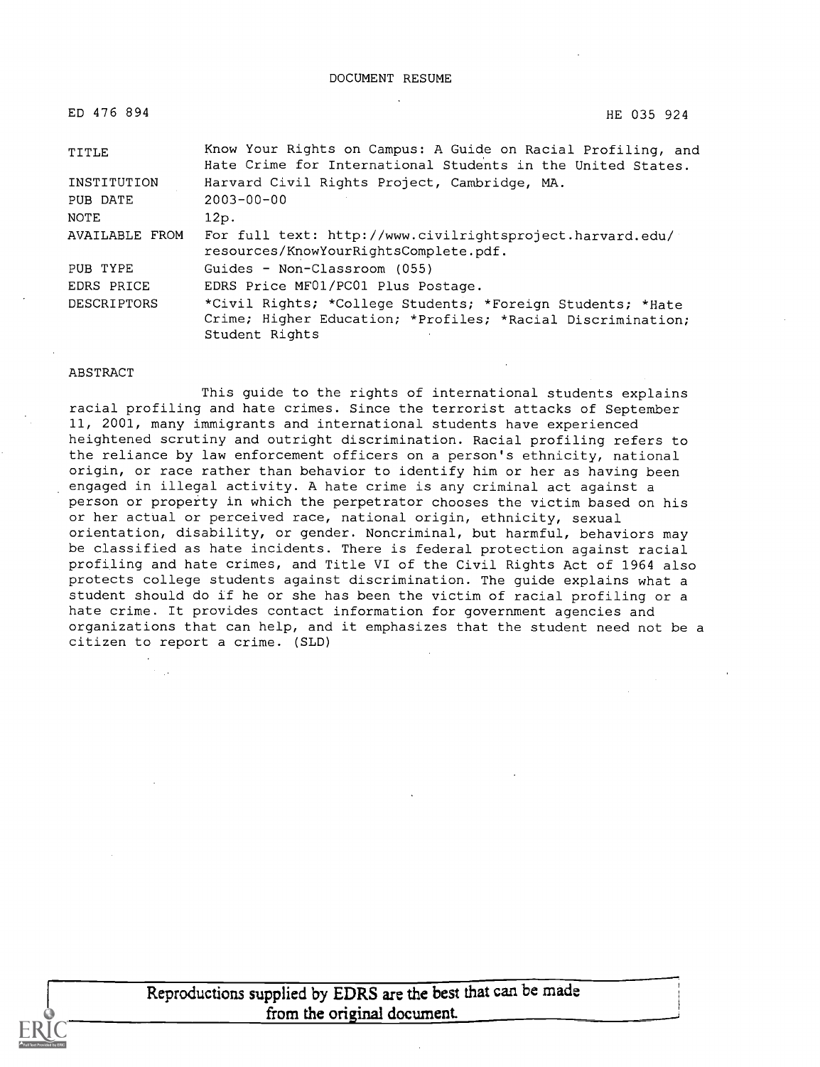DOCUMENT RESUME

ED 476 894 HE 035 924

| | |
|---|---|
| TITLE | Know Your Rights on Campus: A Guide on Racial Profiling, and Hate Crime for International Students in the United States. |
| INSTITUTION | Harvard Civil Rights Project, Cambridge, MA. |
| PUB DATE | 2003-00-00 |
| NOTE | 12p. |
| AVAILABLE FROM | For full text: http://www.civilrightsproject.harvard.edu/resources/KnowYourRightsComplete.pdf. |
| PUB TYPE | Guides - Non-Classroom (055) |
| EDRS PRICE | EDRS Price MF01/PC01 Plus Postage. |
| DESCRIPTORS | *Civil Rights; *College Students; *Foreign Students; *Hate Crime; Higher Education; *Profiles; *Racial Discrimination; Student Rights |

ABSTRACT

This guide to the rights of international students explains racial profiling and hate crimes. Since the terrorist attacks of September 11, 2001, many immigrants and international students have experienced heightened scrutiny and outright discrimination. Racial profiling refers to the reliance by law enforcement officers on a person's ethnicity, national origin, or race rather than behavior to identify him or her as having been engaged in illegal activity. A hate crime is any criminal act against a person or property in which the perpetrator chooses the victim based on his or her actual or perceived race, national origin, ethnicity, sexual orientation, disability, or gender. Noncriminal, but harmful, behaviors may be classified as hate incidents. There is federal protection against racial profiling and hate crimes, and Title VI of the Civil Rights Act of 1964 also protects college students against discrimination. The guide explains what a student should do if he or she has been the victim of racial profiling or a hate crime. It provides contact information for government agencies and organizations that can help, and it emphasizes that the student need not be a citizen to report a crime. (SLD)

Reproductions supplied by EDRS are the best that can be made from the original document.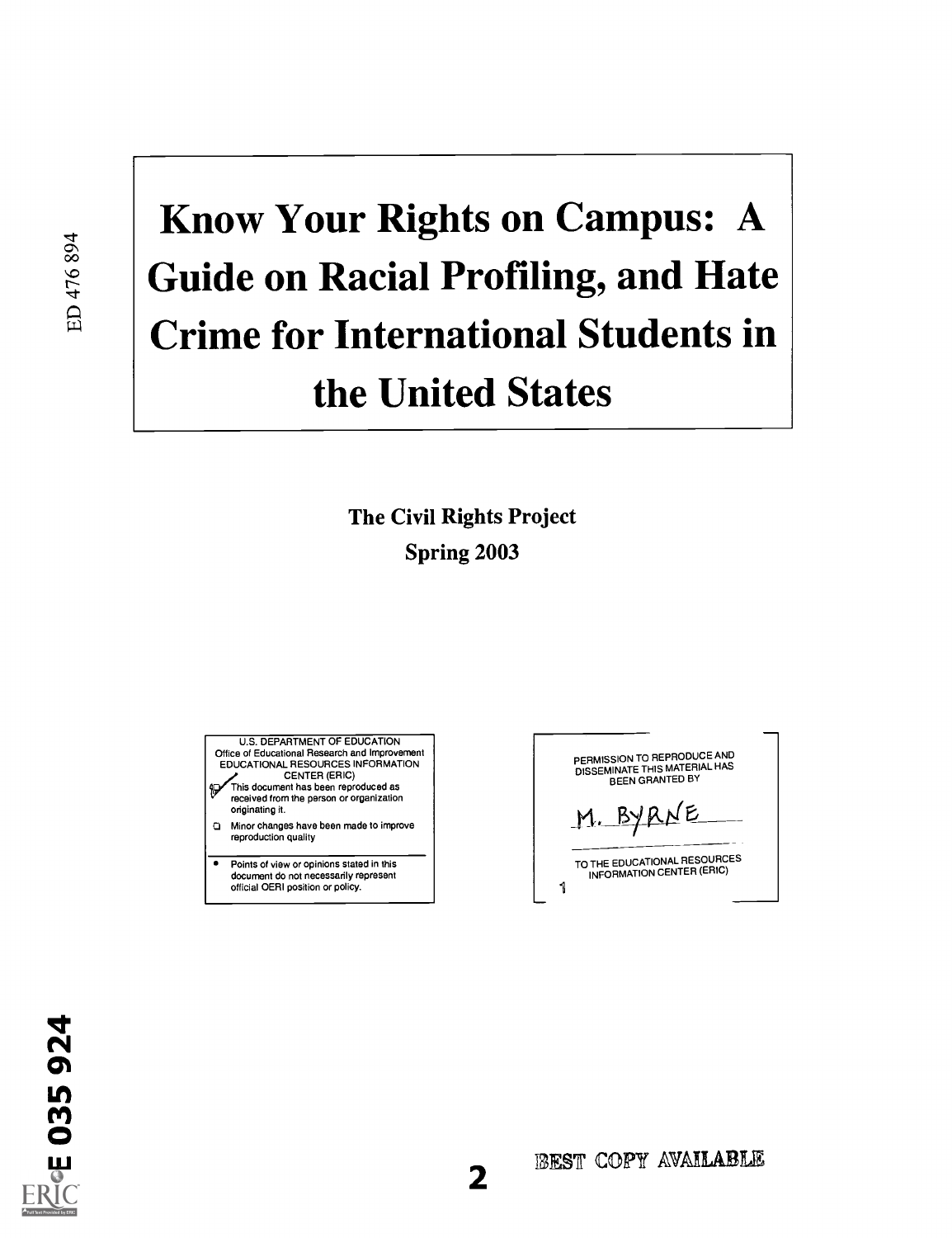# Know Your Rights on Campus: A Guide on Racial Profiling, and Hate Crime for International Students in the United States

**The Civil Rights Project**

**Spring 2003**

U.S. DEPARTMENT OF EDUCATION
Office of Educational Research and Improvement
EDUCATIONAL RESOURCES INFORMATION CENTER (ERIC)

- ☑ This document has been reproduced as received from the person or organization originating it.
- ☐ Minor changes have been made to improve reproduction quality

- Points of view or opinions stated in this document do not necessarily represent official OERI position or policy.

PERMISSION TO REPRODUCE AND DISSEMINATE THIS MATERIAL HAS BEEN GRANTED BY

M. BYRNE

TO THE EDUCATIONAL RESOURCES INFORMATION CENTER (ERIC)

BEST COPY AVAILABLE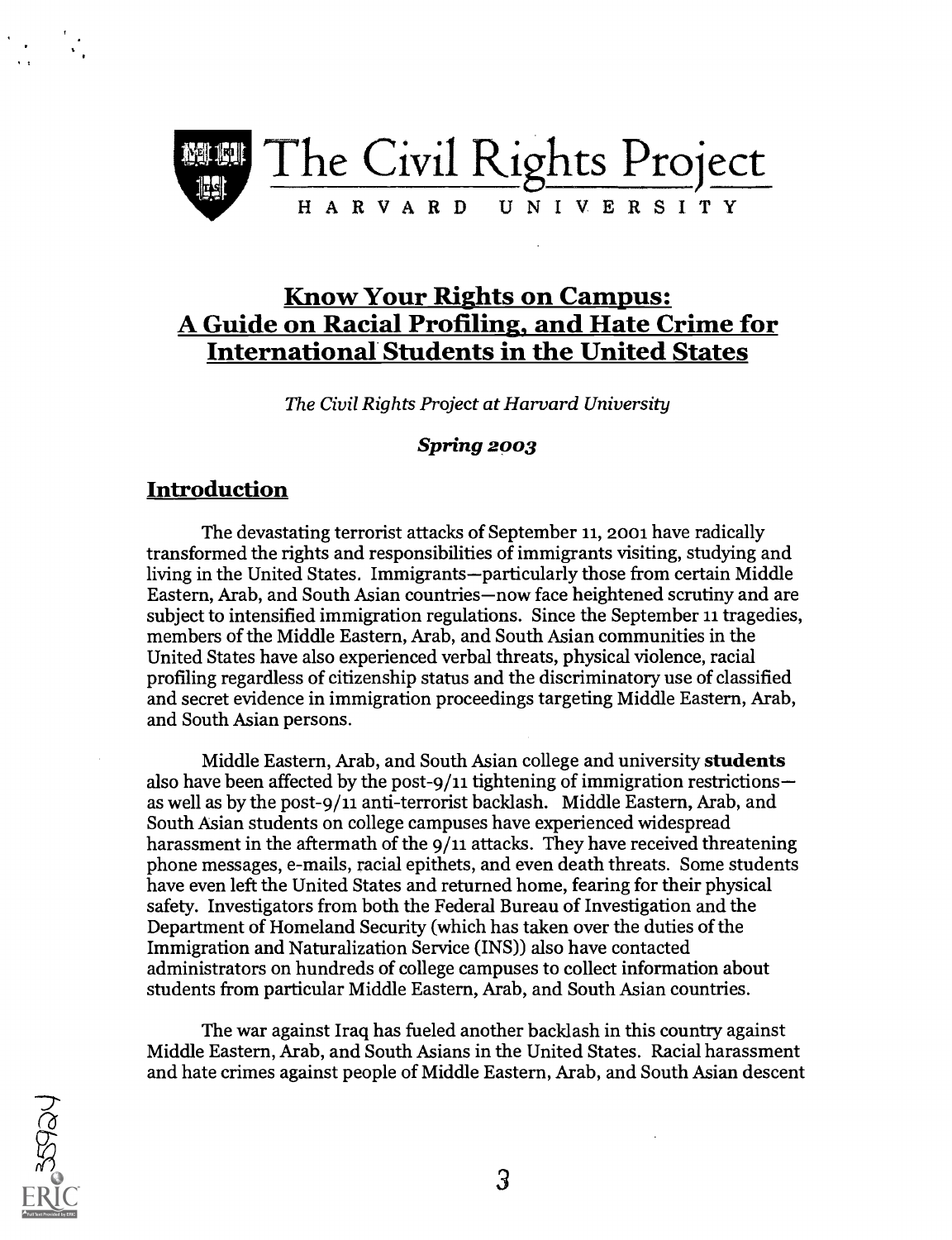# The Civil Rights Project

HARVARD UNIVERSITY

## Know Your Rights on Campus: A Guide on Racial Profiling, and Hate Crime for International Students in the United States

*The Civil Rights Project at Harvard University*

***Spring 2003***

## Introduction

The devastating terrorist attacks of September 11, 2001 have radically transformed the rights and responsibilities of immigrants visiting, studying and living in the United States. Immigrants—particularly those from certain Middle Eastern, Arab, and South Asian countries—now face heightened scrutiny and are subject to intensified immigration regulations. Since the September 11 tragedies, members of the Middle Eastern, Arab, and South Asian communities in the United States have also experienced verbal threats, physical violence, racial profiling regardless of citizenship status and the discriminatory use of classified and secret evidence in immigration proceedings targeting Middle Eastern, Arab, and South Asian persons.

Middle Eastern, Arab, and South Asian college and university **students** also have been affected by the post-9/11 tightening of immigration restrictions—as well as by the post-9/11 anti-terrorist backlash. Middle Eastern, Arab, and South Asian students on college campuses have experienced widespread harassment in the aftermath of the 9/11 attacks. They have received threatening phone messages, e-mails, racial epithets, and even death threats. Some students have even left the United States and returned home, fearing for their physical safety. Investigators from both the Federal Bureau of Investigation and the Department of Homeland Security (which has taken over the duties of the Immigration and Naturalization Service (INS)) also have contacted administrators on hundreds of college campuses to collect information about students from particular Middle Eastern, Arab, and South Asian countries.

The war against Iraq has fueled another backlash in this country against Middle Eastern, Arab, and South Asians in the United States. Racial harassment and hate crimes against people of Middle Eastern, Arab, and South Asian descent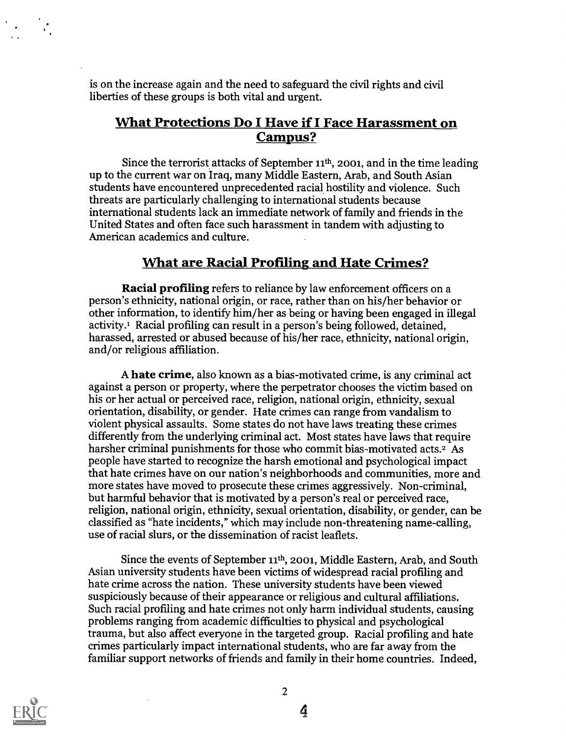is on the increase again and the need to safeguard the civil rights and civil liberties of these groups is both vital and urgent.

## What Protections Do I Have if I Face Harassment on Campus?

Since the terrorist attacks of September 11th, 2001, and in the time leading up to the current war on Iraq, many Middle Eastern, Arab, and South Asian students have encountered unprecedented racial hostility and violence. Such threats are particularly challenging to international students because international students lack an immediate network of family and friends in the United States and often face such harassment in tandem with adjusting to American academics and culture.

## What are Racial Profiling and Hate Crimes?

**Racial profiling** refers to reliance by law enforcement officers on a person's ethnicity, national origin, or race, rather than on his/her behavior or other information, to identify him/her as being or having been engaged in illegal activity.[1] Racial profiling can result in a person's being followed, detained, harassed, arrested or abused because of his/her race, ethnicity, national origin, and/or religious affiliation.

A **hate crime**, also known as a bias-motivated crime, is any criminal act against a person or property, where the perpetrator chooses the victim based on his or her actual or perceived race, religion, national origin, ethnicity, sexual orientation, disability, or gender. Hate crimes can range from vandalism to violent physical assaults. Some states do not have laws treating these crimes differently from the underlying criminal act. Most states have laws that require harsher criminal punishments for those who commit bias-motivated acts.[2] As people have started to recognize the harsh emotional and psychological impact that hate crimes have on our nation's neighborhoods and communities, more and more states have moved to prosecute these crimes aggressively. Non-criminal, but harmful behavior that is motivated by a person's real or perceived race, religion, national origin, ethnicity, sexual orientation, disability, or gender, can be classified as "hate incidents," which may include non-threatening name-calling, use of racial slurs, or the dissemination of racist leaflets.

Since the events of September 11th, 2001, Middle Eastern, Arab, and South Asian university students have been victims of widespread racial profiling and hate crime across the nation. These university students have been viewed suspiciously because of their appearance or religious and cultural affiliations. Such racial profiling and hate crimes not only harm individual students, causing problems ranging from academic difficulties to physical and psychological trauma, but also affect everyone in the targeted group. Racial profiling and hate crimes particularly impact international students, who are far away from the familiar support networks of friends and family in their home countries. Indeed,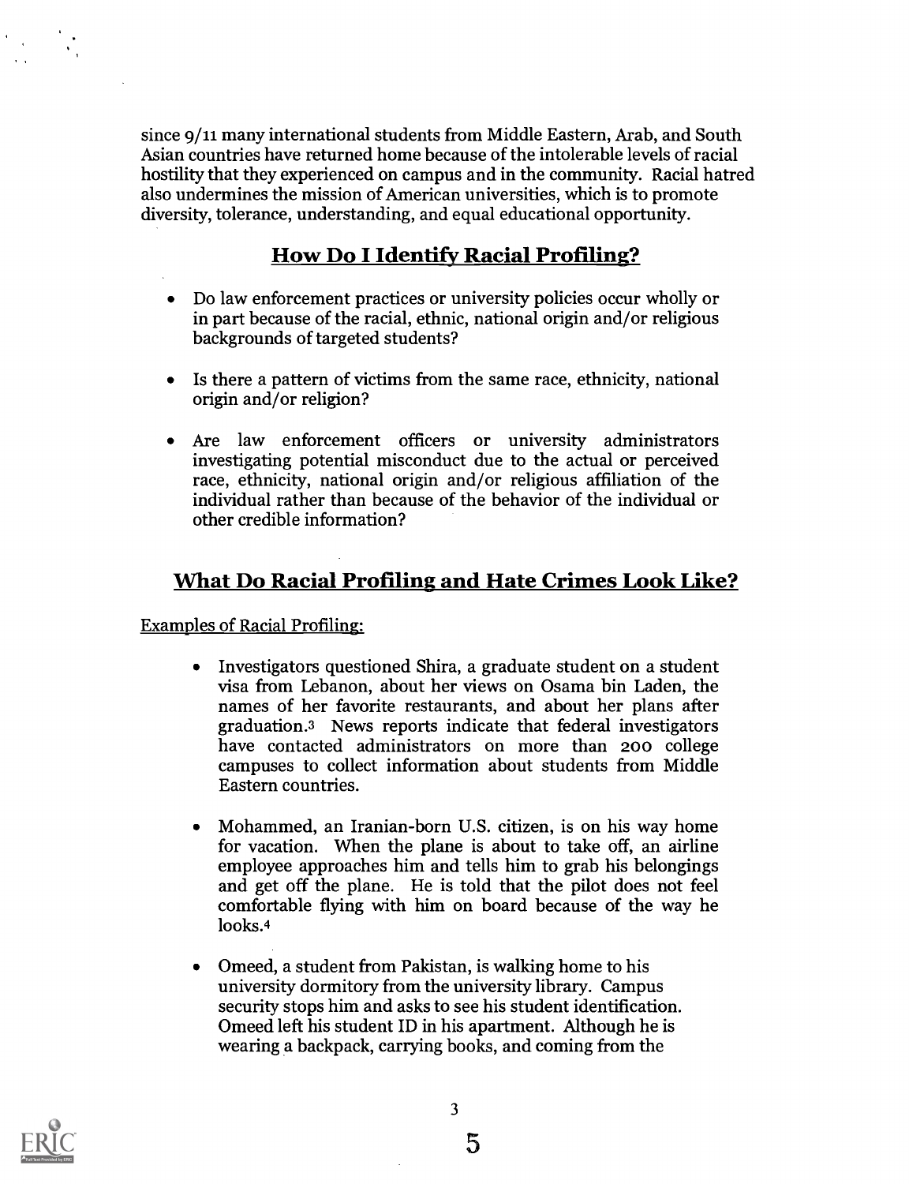since 9/11 many international students from Middle Eastern, Arab, and South Asian countries have returned home because of the intolerable levels of racial hostility that they experienced on campus and in the community. Racial hatred also undermines the mission of American universities, which is to promote diversity, tolerance, understanding, and equal educational opportunity.

## How Do I Identify Racial Profiling?

- Do law enforcement practices or university policies occur wholly or in part because of the racial, ethnic, national origin and/or religious backgrounds of targeted students?

- Is there a pattern of victims from the same race, ethnicity, national origin and/or religion?

- Are law enforcement officers or university administrators investigating potential misconduct due to the actual or perceived race, ethnicity, national origin and/or religious affiliation of the individual rather than because of the behavior of the individual or other credible information?

## What Do Racial Profiling and Hate Crimes Look Like?

Examples of Racial Profiling:

- Investigators questioned Shira, a graduate student on a student visa from Lebanon, about her views on Osama bin Laden, the names of her favorite restaurants, and about her plans after graduation.[3] News reports indicate that federal investigators have contacted administrators on more than 200 college campuses to collect information about students from Middle Eastern countries.

- Mohammed, an Iranian-born U.S. citizen, is on his way home for vacation. When the plane is about to take off, an airline employee approaches him and tells him to grab his belongings and get off the plane. He is told that the pilot does not feel comfortable flying with him on board because of the way he looks.[4]

- Omeed, a student from Pakistan, is walking home to his university dormitory from the university library. Campus security stops him and asks to see his student identification. Omeed left his student ID in his apartment. Although he is wearing a backpack, carrying books, and coming from the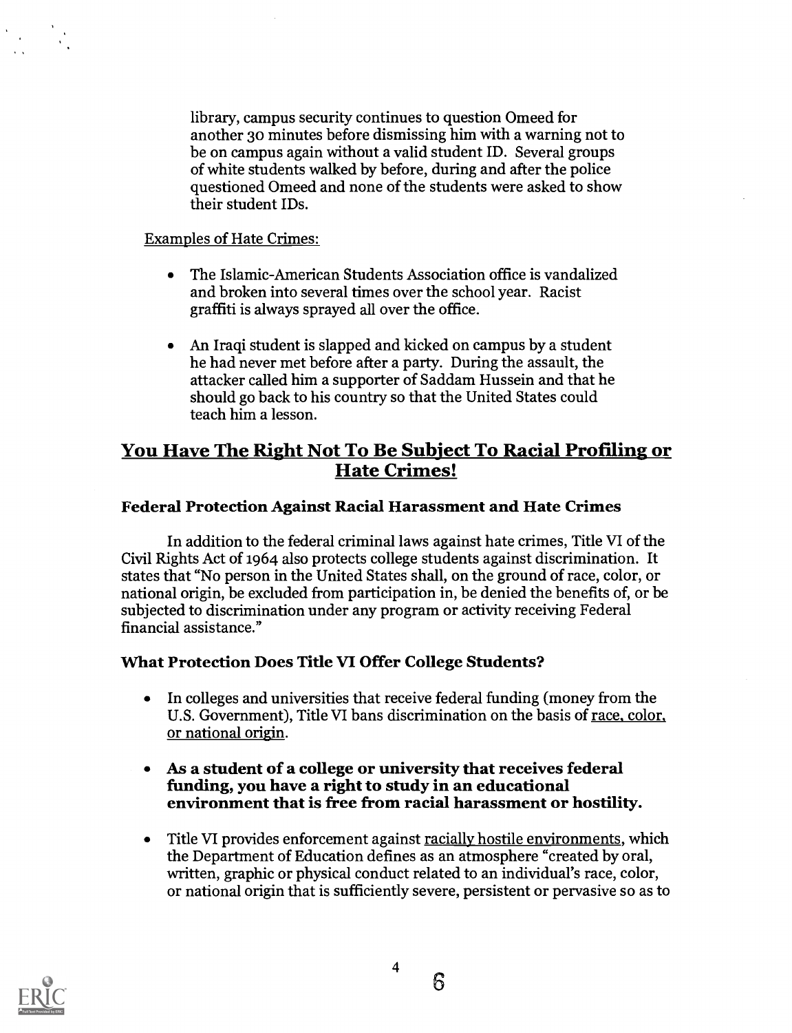library, campus security continues to question Omeed for another 30 minutes before dismissing him with a warning not to be on campus again without a valid student ID. Several groups of white students walked by before, during and after the police questioned Omeed and none of the students were asked to show their student IDs.

Examples of Hate Crimes:

- The Islamic-American Students Association office is vandalized and broken into several times over the school year. Racist graffiti is always sprayed all over the office.
- An Iraqi student is slapped and kicked on campus by a student he had never met before after a party. During the assault, the attacker called him a supporter of Saddam Hussein and that he should go back to his country so that the United States could teach him a lesson.

## You Have The Right Not To Be Subject To Racial Profiling or Hate Crimes!

### Federal Protection Against Racial Harassment and Hate Crimes

In addition to the federal criminal laws against hate crimes, Title VI of the Civil Rights Act of 1964 also protects college students against discrimination. It states that "No person in the United States shall, on the ground of race, color, or national origin, be excluded from participation in, be denied the benefits of, or be subjected to discrimination under any program or activity receiving Federal financial assistance."

### What Protection Does Title VI Offer College Students?

- In colleges and universities that receive federal funding (money from the U.S. Government), Title VI bans discrimination on the basis of race, color, or national origin.
- **As a student of a college or university that receives federal funding, you have a right to study in an educational environment that is free from racial harassment or hostility.**
- Title VI provides enforcement against racially hostile environments, which the Department of Education defines as an atmosphere "created by oral, written, graphic or physical conduct related to an individual's race, color, or national origin that is sufficiently severe, persistent or pervasive so as to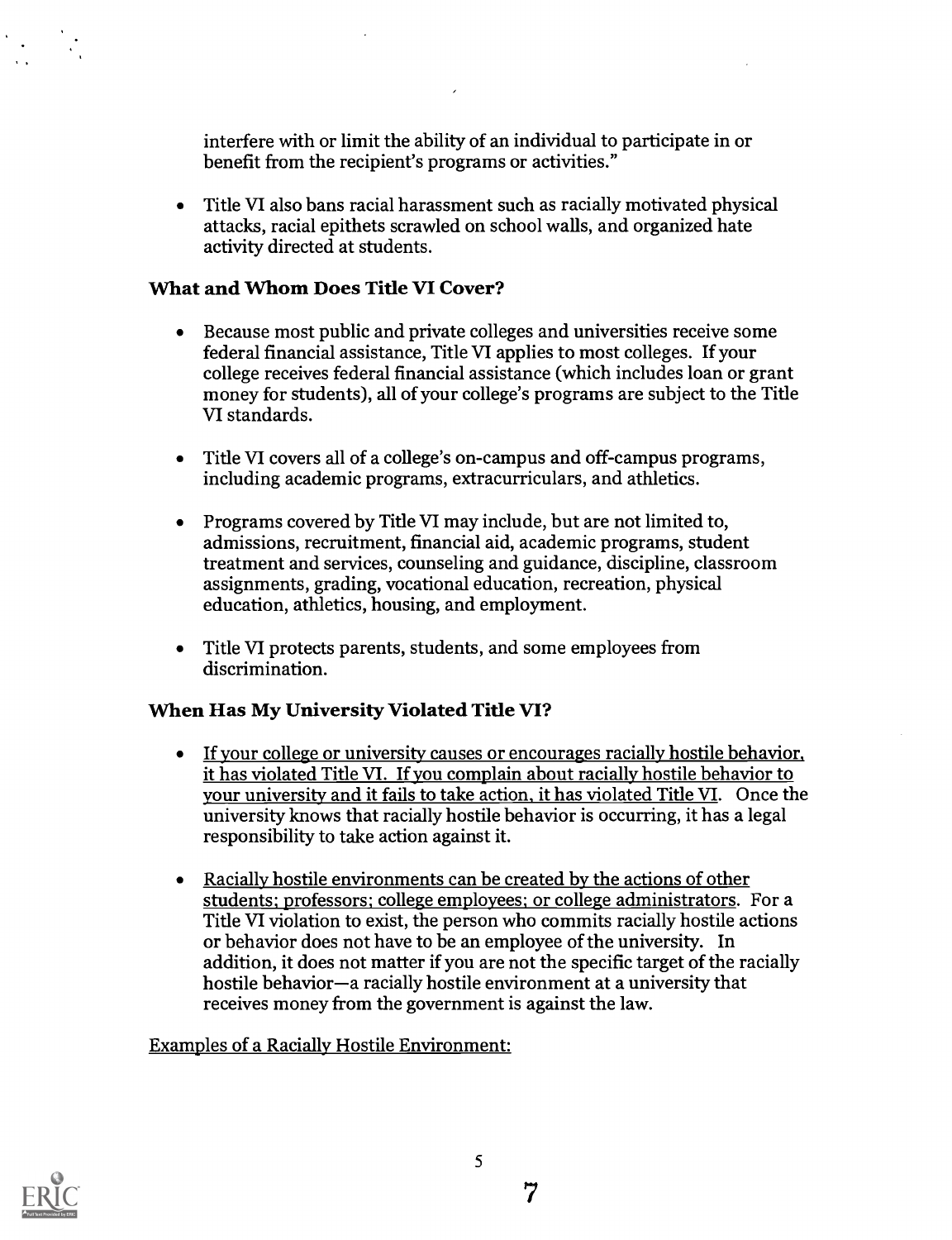interfere with or limit the ability of an individual to participate in or benefit from the recipient's programs or activities."

- Title VI also bans racial harassment such as racially motivated physical attacks, racial epithets scrawled on school walls, and organized hate activity directed at students.

### What and Whom Does Title VI Cover?

- Because most public and private colleges and universities receive some federal financial assistance, Title VI applies to most colleges. If your college receives federal financial assistance (which includes loan or grant money for students), all of your college's programs are subject to the Title VI standards.

- Title VI covers all of a college's on-campus and off-campus programs, including academic programs, extracurriculars, and athletics.

- Programs covered by Title VI may include, but are not limited to, admissions, recruitment, financial aid, academic programs, student treatment and services, counseling and guidance, discipline, classroom assignments, grading, vocational education, recreation, physical education, athletics, housing, and employment.

- Title VI protects parents, students, and some employees from discrimination.

### When Has My University Violated Title VI?

- <u>If your college or university causes or encourages racially hostile behavior, it has violated Title VI. If you complain about racially hostile behavior to your university and it fails to take action, it has violated Title VI.</u> Once the university knows that racially hostile behavior is occurring, it has a legal responsibility to take action against it.

- <u>Racially hostile environments can be created by the actions of other students; professors; college employees; or college administrators.</u> For a Title VI violation to exist, the person who commits racially hostile actions or behavior does not have to be an employee of the university. In addition, it does not matter if you are not the specific target of the racially hostile behavior—a racially hostile environment at a university that receives money from the government is against the law.

<u>Examples of a Racially Hostile Environment:</u>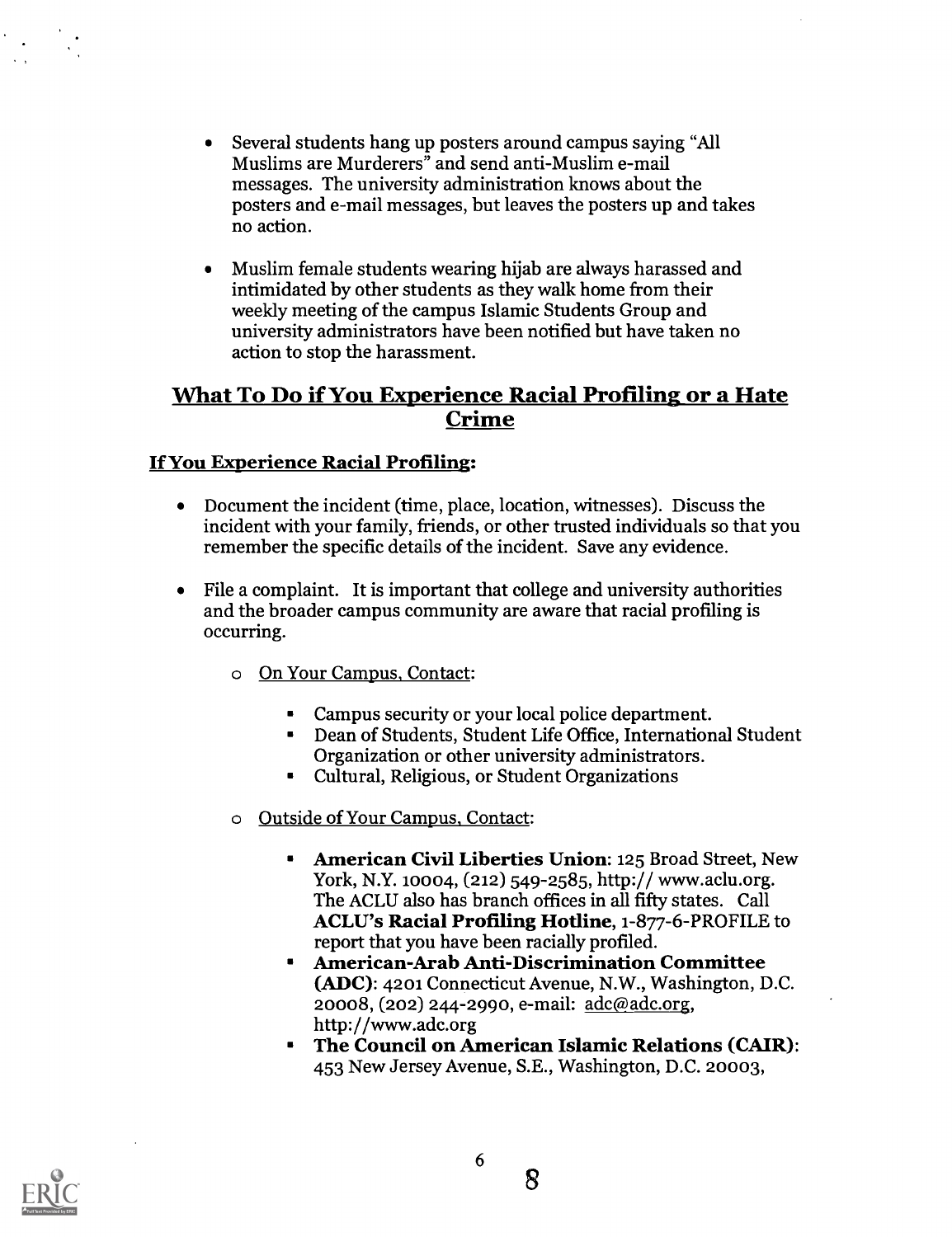- Several students hang up posters around campus saying "All Muslims are Murderers" and send anti-Muslim e-mail messages. The university administration knows about the posters and e-mail messages, but leaves the posters up and takes no action.

- Muslim female students wearing hijab are always harassed and intimidated by other students as they walk home from their weekly meeting of the campus Islamic Students Group and university administrators have been notified but have taken no action to stop the harassment.

## What To Do if You Experience Racial Profiling or a Hate Crime

### If You Experience Racial Profiling:

- Document the incident (time, place, location, witnesses). Discuss the incident with your family, friends, or other trusted individuals so that you remember the specific details of the incident. Save any evidence.

- File a complaint. It is important that college and university authorities and the broader campus community are aware that racial profiling is occurring.

  - On Your Campus, Contact:

    - Campus security or your local police department.
    - Dean of Students, Student Life Office, International Student Organization or other university administrators.
    - Cultural, Religious, or Student Organizations

  - Outside of Your Campus, Contact:

    - **American Civil Liberties Union**: 125 Broad Street, New York, N.Y. 10004, (212) 549-2585, http:// www.aclu.org. The ACLU also has branch offices in all fifty states. Call **ACLU's Racial Profiling Hotline**, 1-877-6-PROFILE to report that you have been racially profiled.
    - **American-Arab Anti-Discrimination Committee (ADC)**: 4201 Connecticut Avenue, N.W., Washington, D.C. 20008, (202) 244-2990, e-mail: adc@adc.org, http://www.adc.org
    - **The Council on American Islamic Relations (CAIR)**: 453 New Jersey Avenue, S.E., Washington, D.C. 20003,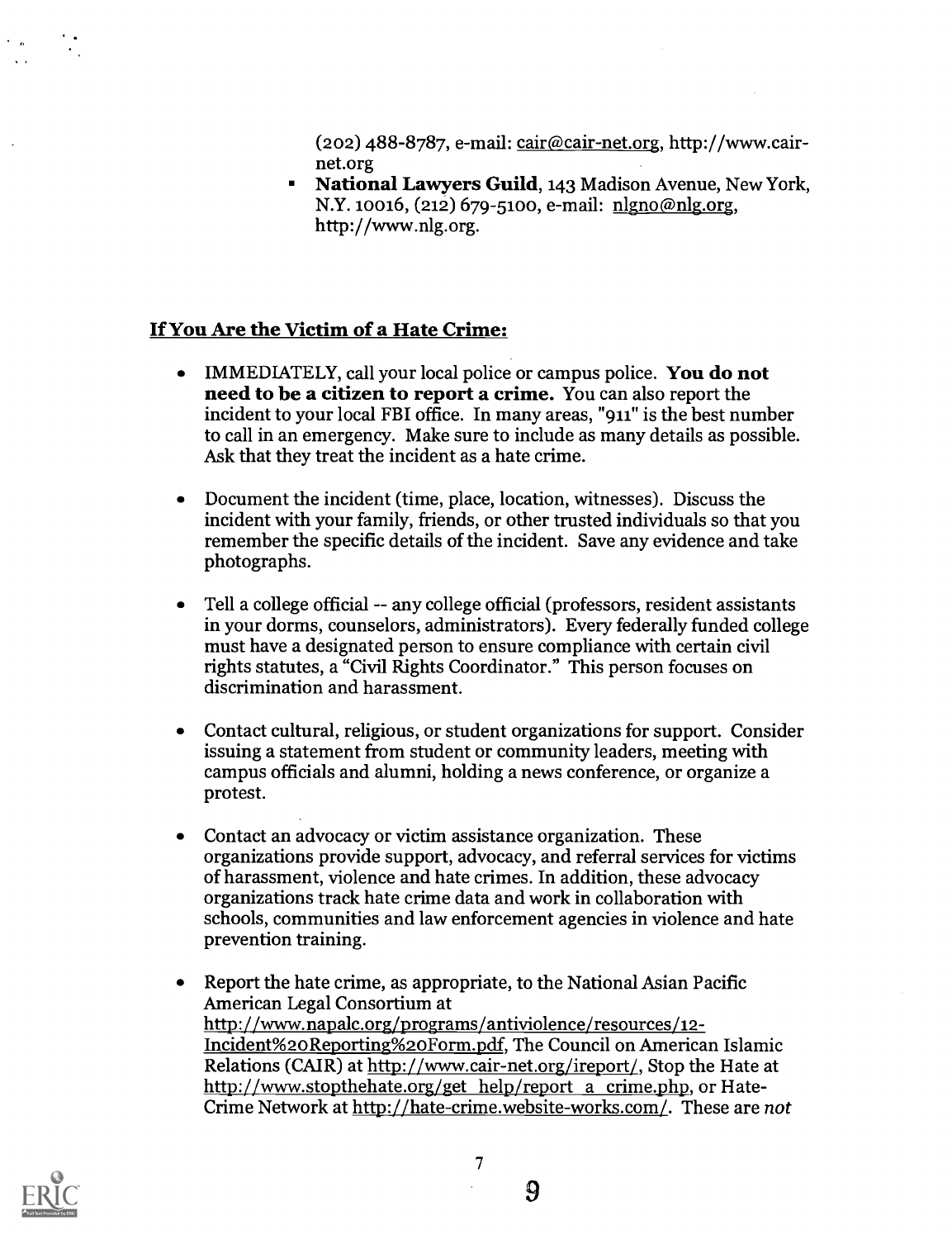(202) 488-8787, e-mail: cair@cair-net.org, http://www.cair-net.org

- **National Lawyers Guild**, 143 Madison Avenue, New York, N.Y. 10016, (212) 679-5100, e-mail: nlgno@nlg.org, http://www.nlg.org.

## If You Are the Victim of a Hate Crime:

- IMMEDIATELY, call your local police or campus police. **You do not need to be a citizen to report a crime.** You can also report the incident to your local FBI office. In many areas, "911" is the best number to call in an emergency. Make sure to include as many details as possible. Ask that they treat the incident as a hate crime.

- Document the incident (time, place, location, witnesses). Discuss the incident with your family, friends, or other trusted individuals so that you remember the specific details of the incident. Save any evidence and take photographs.

- Tell a college official -- any college official (professors, resident assistants in your dorms, counselors, administrators). Every federally funded college must have a designated person to ensure compliance with certain civil rights statutes, a "Civil Rights Coordinator." This person focuses on discrimination and harassment.

- Contact cultural, religious, or student organizations for support. Consider issuing a statement from student or community leaders, meeting with campus officials and alumni, holding a news conference, or organize a protest.

- Contact an advocacy or victim assistance organization. These organizations provide support, advocacy, and referral services for victims of harassment, violence and hate crimes. In addition, these advocacy organizations track hate crime data and work in collaboration with schools, communities and law enforcement agencies in violence and hate prevention training.

- Report the hate crime, as appropriate, to the National Asian Pacific American Legal Consortium at http://www.napalc.org/programs/antiviolence/resources/12-Incident%20Reporting%20Form.pdf, The Council on American Islamic Relations (CAIR) at http://www.cair-net.org/ireport/, Stop the Hate at http://www.stopthehate.org/get_help/report_a_crime.php, or Hate-Crime Network at http://hate-crime.website-works.com/. These are *not*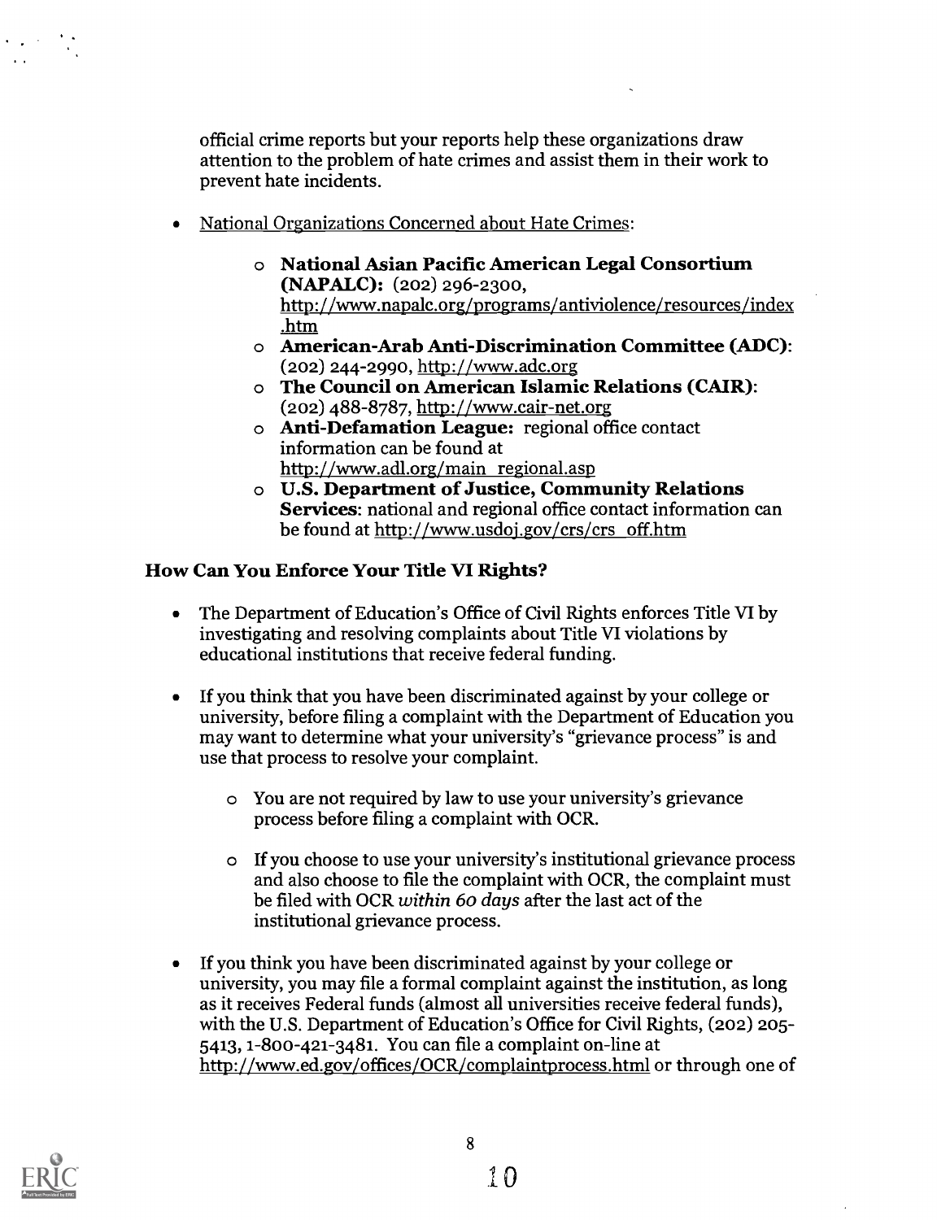official crime reports but your reports help these organizations draw attention to the problem of hate crimes and assist them in their work to prevent hate incidents.

- National Organizations Concerned about Hate Crimes:
    - **National Asian Pacific American Legal Consortium (NAPALC):** (202) 296-2300, http://www.napalc.org/programs/antiviolence/resources/index.htm
    - **American-Arab Anti-Discrimination Committee (ADC):** (202) 244-2990, http://www.adc.org
    - **The Council on American Islamic Relations (CAIR):** (202) 488-8787, http://www.cair-net.org
    - **Anti-Defamation League:** regional office contact information can be found at http://www.adl.org/main_regional.asp
    - **U.S. Department of Justice, Community Relations Services:** national and regional office contact information can be found at http://www.usdoj.gov/crs/crs_off.htm

### How Can You Enforce Your Title VI Rights?

- The Department of Education's Office of Civil Rights enforces Title VI by investigating and resolving complaints about Title VI violations by educational institutions that receive federal funding.

- If you think that you have been discriminated against by your college or university, before filing a complaint with the Department of Education you may want to determine what your university's "grievance process" is and use that process to resolve your complaint.

    - You are not required by law to use your university's grievance process before filing a complaint with OCR.

    - If you choose to use your university's institutional grievance process and also choose to file the complaint with OCR, the complaint must be filed with OCR *within 60 days* after the last act of the institutional grievance process.

- If you think you have been discriminated against by your college or university, you may file a formal complaint against the institution, as long as it receives Federal funds (almost all universities receive federal funds), with the U.S. Department of Education's Office for Civil Rights, (202) 205-5413, 1-800-421-3481. You can file a complaint on-line at http://www.ed.gov/offices/OCR/complaintprocess.html or through one of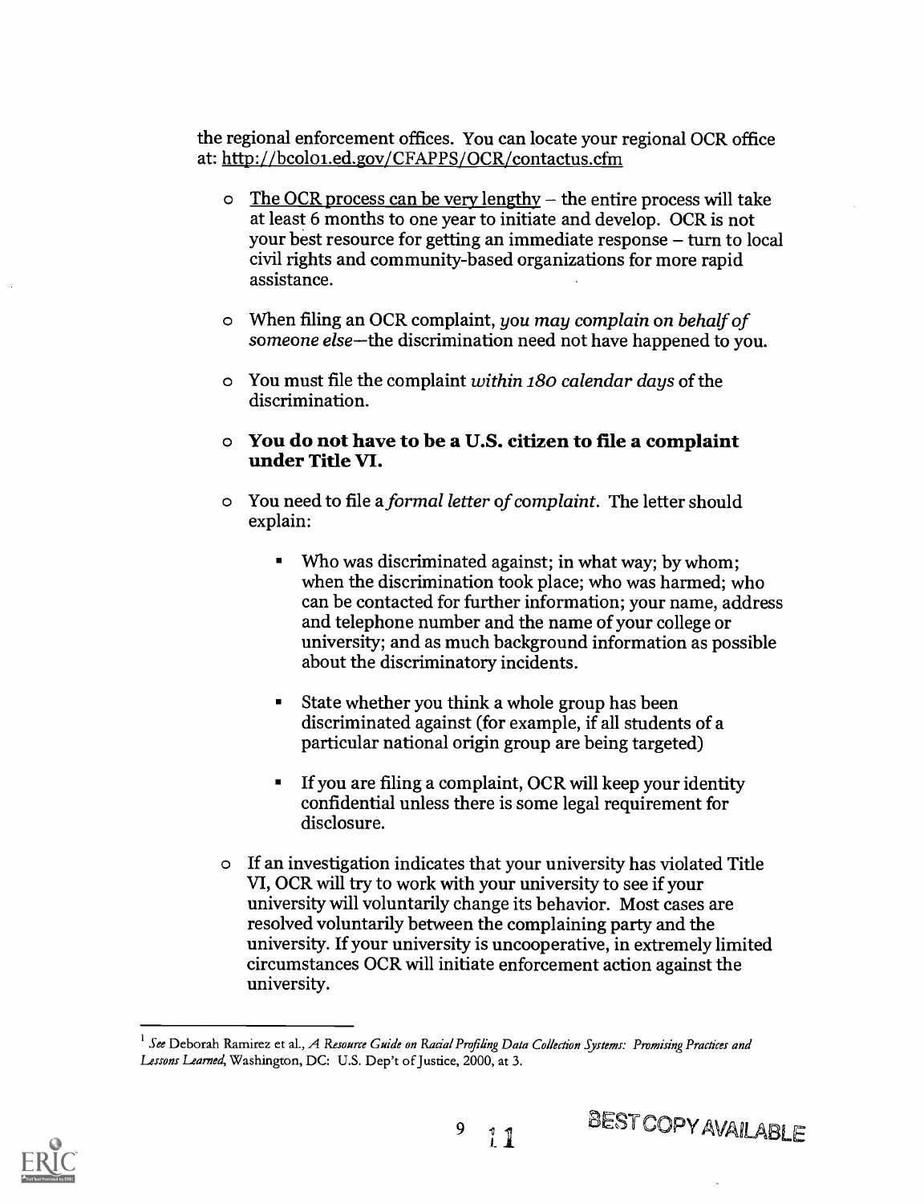the regional enforcement offices. You can locate your regional OCR office at: http://bcol01.ed.gov/CFAPPS/OCR/contactus.cfm

- The OCR process can be very lengthy – the entire process will take at least 6 months to one year to initiate and develop. OCR is not your best resource for getting an immediate response – turn to local civil rights and community-based organizations for more rapid assistance.
- When filing an OCR complaint, *you may complain on behalf of someone else*—the discrimination need not have happened to you.
- You must file the complaint *within 180 calendar days* of the discrimination.
- **You do not have to be a U.S. citizen to file a complaint under Title VI.**
- You need to file a *formal letter of complaint*. The letter should explain:
  - Who was discriminated against; in what way; by whom; when the discrimination took place; who was harmed; who can be contacted for further information; your name, address and telephone number and the name of your college or university; and as much background information as possible about the discriminatory incidents.
  - State whether you think a whole group has been discriminated against (for example, if all students of a particular national origin group are being targeted)
  - If you are filing a complaint, OCR will keep your identity confidential unless there is some legal requirement for disclosure.
- If an investigation indicates that your university has violated Title VI, OCR will try to work with your university to see if your university will voluntarily change its behavior. Most cases are resolved voluntarily between the complaining party and the university. If your university is uncooperative, in extremely limited circumstances OCR will initiate enforcement action against the university.

---

[1] *See* Deborah Ramirez et al., *A Resource Guide on Racial Profiling Data Collection Systems: Promising Practices and Lessons Learned*, Washington, DC: U.S. Dep't of Justice, 2000, at 3.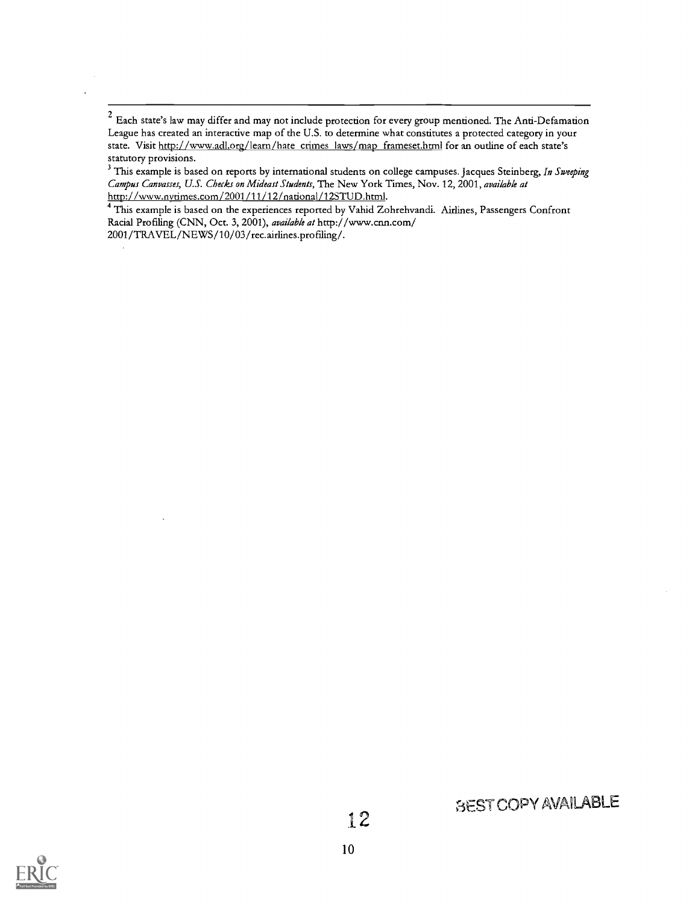[2] Each state's law may differ and may not include protection for every group mentioned. The Anti-Defamation League has created an interactive map of the U.S. to determine what constitutes a protected category in your state. Visit http://www.adl.org/learn/hate_crimes_laws/map_frameset.html for an outline of each state's statutory provisions.

[3] This example is based on reports by international students on college campuses. Jacques Steinberg, *In Sweeping Campus Canvasses, U.S. Checks on Mideast Students*, The New York Times, Nov. 12, 2001, *available at* http://www.nytimes.com/2001/11/12/national/12STUD.html.

[4] This example is based on the experiences reported by Vahid Zohrehvandi. Airlines, Passengers Confront Racial Profiling (CNN, Oct. 3, 2001), *available at* http://www.cnn.com/2001/TRAVEL/NEWS/10/03/rec.airlines.profiling/.

BEST COPY AVAILABLE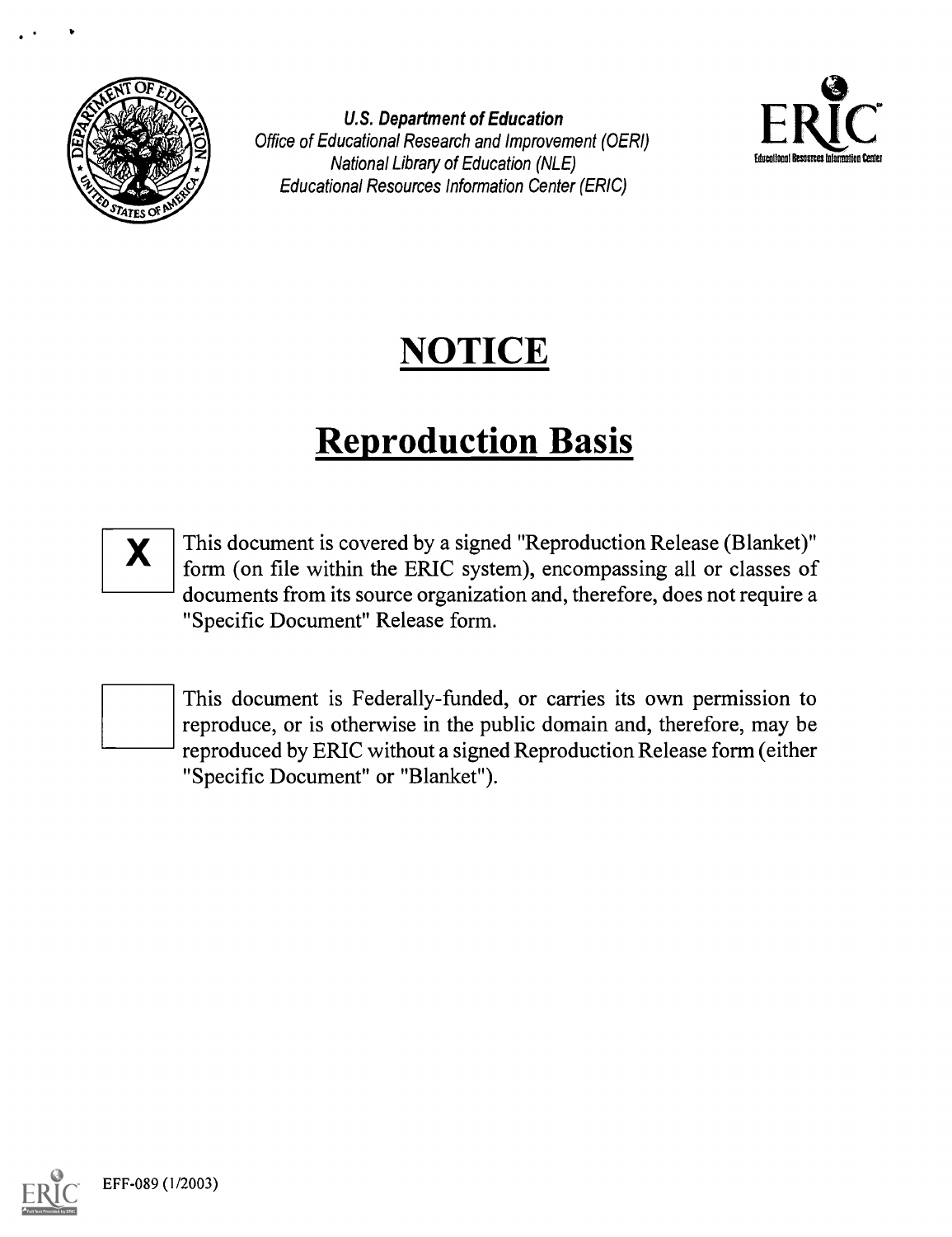U.S. Department of Education
Office of Educational Research and Improvement (OERI)
National Library of Education (NLE)
Educational Resources Information Center (ERIC)

# NOTICE

# Reproduction Basis

- [X] This document is covered by a signed "Reproduction Release (Blanket)" form (on file within the ERIC system), encompassing all or classes of documents from its source organization and, therefore, does not require a "Specific Document" Release form.

- [ ] This document is Federally-funded, or carries its own permission to reproduce, or is otherwise in the public domain and, therefore, may be reproduced by ERIC without a signed Reproduction Release form (either "Specific Document" or "Blanket").

EFF-089 (1/2003)